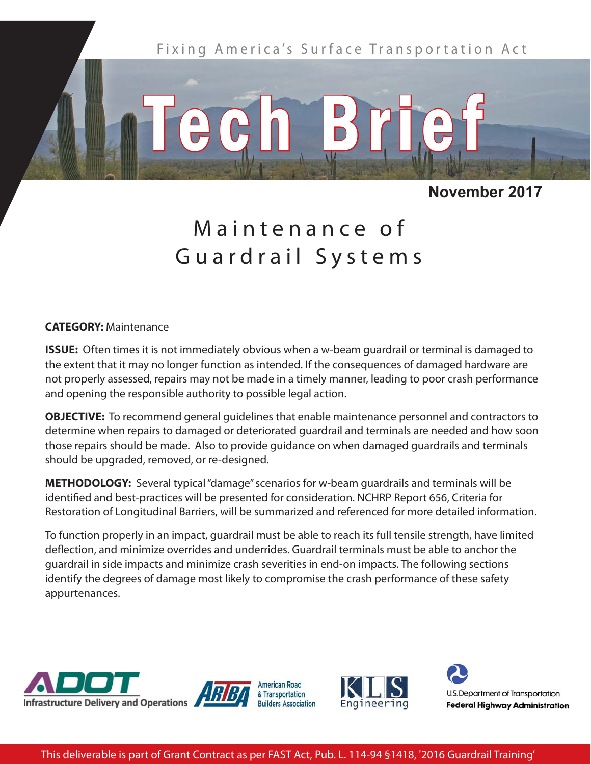Fixing America's Surface Transportation Act

# Tech Brief

**November 2017**

## Maintenance of Guardrail Systems

**CATEGORY:** Maintenance

**ISSUE:** Often times it is not immediately obvious when a w-beam guardrail or terminal is damaged to the extent that it may no longer function as intended. If the consequences of damaged hardware are not properly assessed, repairs may not be made in a timely manner, leading to poor crash performance and opening the responsible authority to possible legal action.

**OBJECTIVE:** To recommend general guidelines that enable maintenance personnel and contractors to determine when repairs to damaged or deteriorated guardrail and terminals are needed and how soon those repairs should be made. Also to provide guidance on when damaged guardrails and terminals should be upgraded, removed, or re-designed.

**METHODOLOGY:** Several typical "damage" scenarios for w-beam guardrails and terminals will be identified and best-practices will be presented for consideration. NCHRP Report 656, Criteria for Restoration of Longitudinal Barriers, will be summarized and referenced for more detailed information.

To function properly in an impact, guardrail must be able to reach its full tensile strength, have limited deflection, and minimize overrides and underrides. Guardrail terminals must be able to anchor the guardrail in side impacts and minimize crash severities in end-on impacts. The following sections identify the degrees of damage most likely to compromise the crash performance of these safety appurtenances.

ADOT Infrastructure Delivery and Operations | ARTBA American Road & Transportation Builders Association | KLS Engineering | U.S. Department of Transportation Federal Highway Administration

This deliverable is part of Grant Contract as per FAST Act, Pub. L. 114-94 §1418, '2016 Guardrail Training'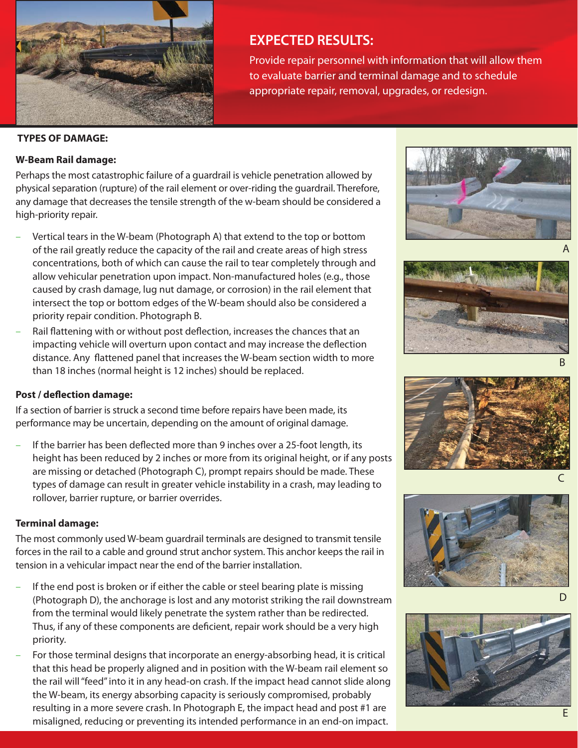## EXPECTED RESULTS:

Provide repair personnel with information that will allow them to evaluate barrier and terminal damage and to schedule appropriate repair, removal, upgrades, or redesign.

### TYPES OF DAMAGE:

**W-Beam Rail damage:**

Perhaps the most catastrophic failure of a guardrail is vehicle penetration allowed by physical separation (rupture) of the rail element or over-riding the guardrail. Therefore, any damage that decreases the tensile strength of the w-beam should be considered a high-priority repair.

- Vertical tears in the W-beam (Photograph A) that extend to the top or bottom of the rail greatly reduce the capacity of the rail and create areas of high stress concentrations, both of which can cause the rail to tear completely through and allow vehicular penetration upon impact. Non-manufactured holes (e.g., those caused by crash damage, lug nut damage, or corrosion) in the rail element that intersect the top or bottom edges of the W-beam should also be considered a priority repair condition. Photograph B.
- Rail flattening with or without post deflection, increases the chances that an impacting vehicle will overturn upon contact and may increase the deflection distance. Any flattened panel that increases the W-beam section width to more than 18 inches (normal height is 12 inches) should be replaced.

**Post / deflection damage:**

If a section of barrier is struck a second time before repairs have been made, its performance may be uncertain, depending on the amount of original damage.

- If the barrier has been deflected more than 9 inches over a 25-foot length, its height has been reduced by 2 inches or more from its original height, or if any posts are missing or detached (Photograph C), prompt repairs should be made. These types of damage can result in greater vehicle instability in a crash, may leading to rollover, barrier rupture, or barrier overrides.

**Terminal damage:**

The most commonly used W-beam guardrail terminals are designed to transmit tensile forces in the rail to a cable and ground strut anchor system. This anchor keeps the rail in tension in a vehicular impact near the end of the barrier installation.

- If the end post is broken or if either the cable or steel bearing plate is missing (Photograph D), the anchorage is lost and any motorist striking the rail downstream from the terminal would likely penetrate the system rather than be redirected. Thus, if any of these components are deficient, repair work should be a very high priority.
- For those terminal designs that incorporate an energy-absorbing head, it is critical that this head be properly aligned and in position with the W-beam rail element so the rail will "feed" into it in any head-on crash. If the impact head cannot slide along the W-beam, its energy absorbing capacity is seriously compromised, probably resulting in a more severe crash. In Photograph E, the impact head and post #1 are misaligned, reducing or preventing its intended performance in an end-on impact.

A

B

C

D

E